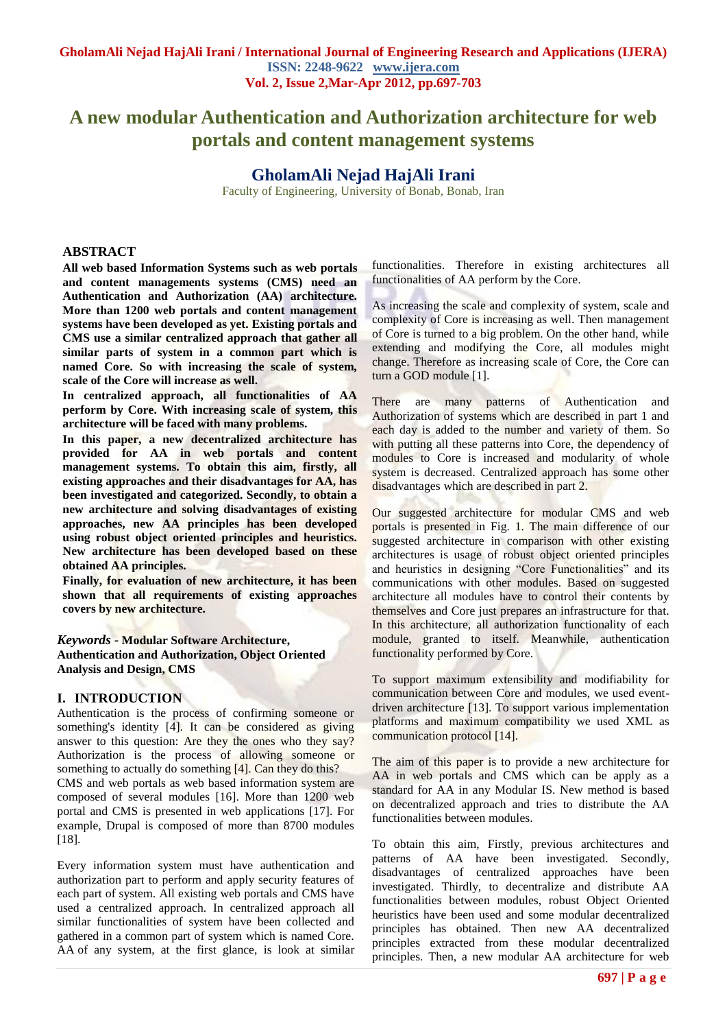# A new modular Authentication and Authorization architecture for web portals and content management systems

## GholamAli Nejad HajAli Irani

Faculty of Engineering, University of Bonab, Bonab, Iran

## ABSTRACT

**All web based Information Systems such as web portals and content managements systems (CMS) need an Authentication and Authorization (AA) architecture. More than 1200 web portals and content management systems have been developed as yet. Existing portals and CMS use a similar centralized approach that gather all similar parts of system in a common part which is named Core. So with increasing the scale of system, scale of the Core will increase as well.**

**In centralized approach, all functionalities of AA perform by Core. With increasing scale of system, this architecture will be faced with many problems.**

**In this paper, a new decentralized architecture has provided for AA in web portals and content management systems. To obtain this aim, firstly, all existing approaches and their disadvantages for AA, has been investigated and categorized. Secondly, to obtain a new architecture and solving disadvantages of existing approaches, new AA principles has been developed using robust object oriented principles and heuristics. New architecture has been developed based on these obtained AA principles.**

**Finally, for evaluation of new architecture, it has been shown that all requirements of existing approaches covers by new architecture.**

***Keywords*** **- Modular Software Architecture, Authentication and Authorization, Object Oriented Analysis and Design, CMS**

## I. INTRODUCTION

Authentication is the process of confirming someone or something's identity [4]. It can be considered as giving answer to this question: Are they the ones who they say? Authorization is the process of allowing someone or something to actually do something [4]. Can they do this?

CMS and web portals as web based information system are composed of several modules [16]. More than 1200 web portal and CMS is presented in web applications [17]. For example, Drupal is composed of more than 8700 modules [18].

Every information system must have authentication and authorization part to perform and apply security features of each part of system. All existing web portals and CMS have used a centralized approach. In centralized approach all similar functionalities of system have been collected and gathered in a common part of system which is named Core. AA of any system, at the first glance, is look at similar functionalities. Therefore in existing architectures all functionalities of AA perform by the Core.

As increasing the scale and complexity of system, scale and complexity of Core is increasing as well. Then management of Core is turned to a big problem. On the other hand, while extending and modifying the Core, all modules might change. Therefore as increasing scale of Core, the Core can turn a GOD module [1].

There are many patterns of Authentication and Authorization of systems which are described in part 1 and each day is added to the number and variety of them. So with putting all these patterns into Core, the dependency of modules to Core is increased and modularity of whole system is decreased. Centralized approach has some other disadvantages which are described in part 2.

Our suggested architecture for modular CMS and web portals is presented in Fig. 1. The main difference of our suggested architecture in comparison with other existing architectures is usage of robust object oriented principles and heuristics in designing "Core Functionalities" and its communications with other modules. Based on suggested architecture all modules have to control their contents by themselves and Core just prepares an infrastructure for that. In this architecture, all authorization functionality of each module, granted to itself. Meanwhile, authentication functionality performed by Core.

To support maximum extensibility and modifiability for communication between Core and modules, we used event-driven architecture [13]. To support various implementation platforms and maximum compatibility we used XML as communication protocol [14].

The aim of this paper is to provide a new architecture for AA in web portals and CMS which can be apply as a standard for AA in any Modular IS. New method is based on decentralized approach and tries to distribute the AA functionalities between modules.

To obtain this aim, Firstly, previous architectures and patterns of AA have been investigated. Secondly, disadvantages of centralized approaches have been investigated. Thirdly, to decentralize and distribute AA functionalities between modules, robust Object Oriented heuristics have been used and some modular decentralized principles has obtained. Then new AA decentralized principles extracted from these modular decentralized principles. Then, a new modular AA architecture for web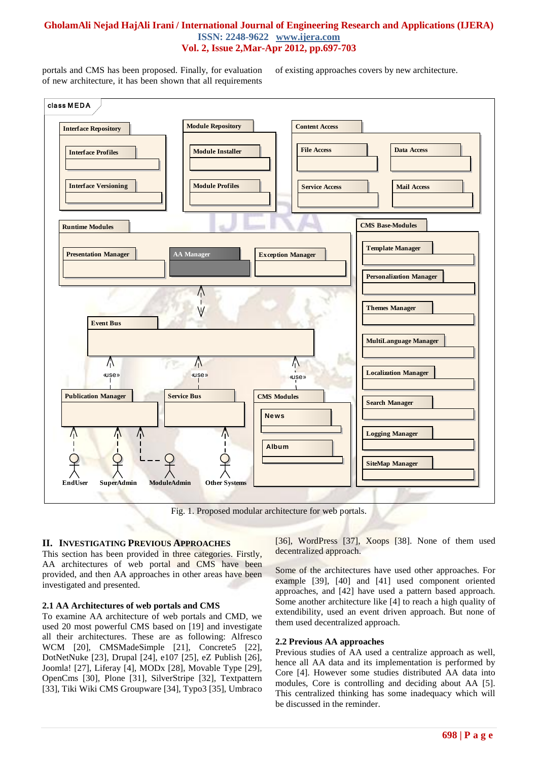portals and CMS has been proposed. Finally, for evaluation of new architecture, it has been shown that all requirements of existing approaches covers by new architecture.

Fig. 1. Proposed modular architecture for web portals.

## II. Investigating Previous Approaches

This section has been provided in three categories. Firstly, AA architectures of web portal and CMS have been provided, and then AA approaches in other areas have been investigated and presented.

### 2.1 AA Architectures of web portals and CMS

To examine AA architecture of web portals and CMD, we used 20 most powerful CMS based on [19] and investigate all their architectures. These are as following: Alfresco WCM [20], CMSMadeSimple [21], Concrete5 [22], DotNetNuke [23], Drupal [24], e107 [25], eZ Publish [26], Joomla! [27], Liferay [4], MODx [28], Movable Type [29], OpenCms [30], Plone [31], SilverStripe [32], Textpattern [33], Tiki Wiki CMS Groupware [34], Typo3 [35], Umbraco [36], WordPress [37], Xoops [38]. None of them used decentralized approach.

Some of the architectures have used other approaches. For example [39], [40] and [41] used component oriented approaches, and [42] have used a pattern based approach. Some another architecture like [4] to reach a high quality of extendibility, used an event driven approach. But none of them used decentralized approach.

### 2.2 Previous AA approaches

Previous studies of AA used a centralize approach as well, hence all AA data and its implementation is performed by Core [4]. However some studies distributed AA data into modules, Core is controlling and deciding about AA [5]. This centralized thinking has some inadequacy which will be discussed in the reminder.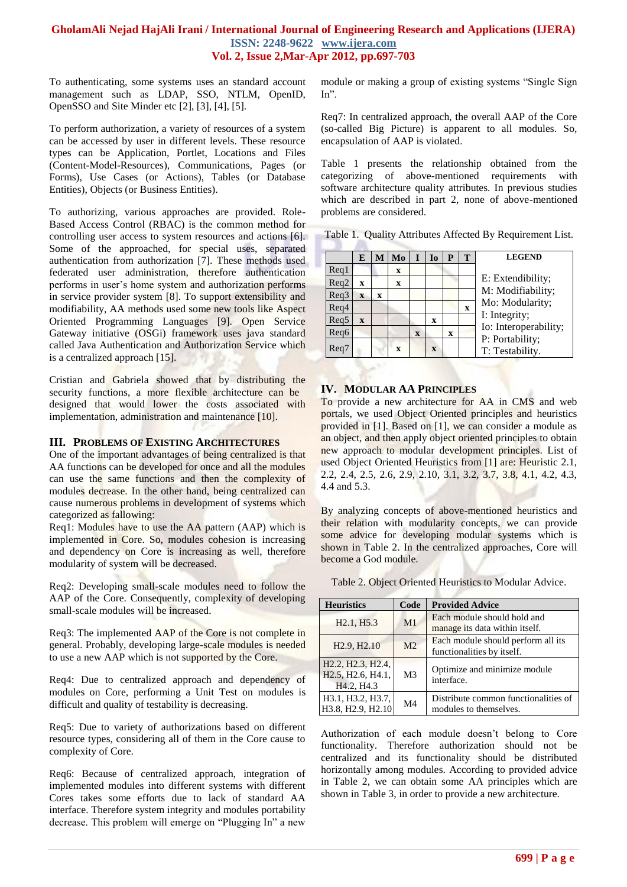To authenticating, some systems uses an standard account management such as LDAP, SSO, NTLM, OpenID, OpenSSO and Site Minder etc [2], [3], [4], [5].

To perform authorization, a variety of resources of a system can be accessed by user in different levels. These resource types can be Application, Portlet, Locations and Files (Content-Model-Resources), Communications, Pages (or Forms), Use Cases (or Actions), Tables (or Database Entities), Objects (or Business Entities).

To authorizing, various approaches are provided. Role-Based Access Control (RBAC) is the common method for controlling user access to system resources and actions [6]. Some of the approached, for special uses, separated authentication from authorization [7]. These methods used federated user administration, therefore authentication performs in user's home system and authorization performs in service provider system [8]. To support extensibility and modifiability, AA methods used some new tools like Aspect Oriented Programming Languages [9]. Open Service Gateway initiative (OSGi) framework uses java standard called Java Authentication and Authorization Service which is a centralized approach [15].

Cristian and Gabriela showed that by distributing the security functions, a more flexible architecture can be designed that would lower the costs associated with implementation, administration and maintenance [10].

## III. Problems of Existing Architectures

One of the important advantages of being centralized is that AA functions can be developed for once and all the modules can use the same functions and then the complexity of modules decrease. In the other hand, being centralized can cause numerous problems in development of systems which categorized as fallowing:

Req1: Modules have to use the AA pattern (AAP) which is implemented in Core. So, modules cohesion is increasing and dependency on Core is increasing as well, therefore modularity of system will be decreased.

Req2: Developing small-scale modules need to follow the AAP of the Core. Consequently, complexity of developing small-scale modules will be increased.

Req3: The implemented AAP of the Core is not complete in general. Probably, developing large-scale modules is needed to use a new AAP which is not supported by the Core.

Req4: Due to centralized approach and dependency of modules on Core, performing a Unit Test on modules is difficult and quality of testability is decreasing.

Req5: Due to variety of authorizations based on different resource types, considering all of them in the Core cause to complexity of Core.

Req6: Because of centralized approach, integration of implemented modules into different systems with different Cores takes some efforts due to lack of standard AA interface. Therefore system integrity and modules portability decrease. This problem will emerge on "Plugging In" a new module or making a group of existing systems "Single Sign In".

Req7: In centralized approach, the overall AAP of the Core (so-called Big Picture) is apparent to all modules. So, encapsulation of AAP is violated.

Table 1 presents the relationship obtained from the categorizing of above-mentioned requirements with software architecture quality attributes. In previous studies which are described in part 2, none of above-mentioned problems are considered.

Table 1. Quality Attributes Affected By Requirement List.

| | E | M | Mo | I | Io | P | T |
|---|---|---|---|---|---|---|---|
| Req1 | | | x | | | | |
| Req2 | x | | x | | | | |
| Req3 | x | x | | | | | |
| Req4 | | | | | | | x |
| Req5 | x | | | | x | | |
| Req6 | | | | x | | x | |
| Req7 | | | x | | x | | |

**LEGEND**

E: Extendibility;
M: Modifiability;
Mo: Modularity;
I: Integrity;
Io: Interoperability;
P: Portability;
T: Testability.

## IV. Modular AA Principles

To provide a new architecture for AA in CMS and web portals, we used Object Oriented principles and heuristics provided in [1]. Based on [1], we can consider a module as an object, and then apply object oriented principles to obtain new approach to modular development principles. List of used Object Oriented Heuristics from [1] are: Heuristic 2.1, 2.2, 2.4, 2.5, 2.6, 2.9, 2.10, 3.1, 3.2, 3.7, 3.8, 4.1, 4.2, 4.3, 4.4 and 5.3.

By analyzing concepts of above-mentioned heuristics and their relation with modularity concepts, we can provide some advice for developing modular systems which is shown in Table 2. In the centralized approaches, Core will become a God module.

Table 2. Object Oriented Heuristics to Modular Advice.

| Heuristics | Code | Provided Advice |
|---|---|---|
| H2.1, H5.3 | M1 | Each module should hold and manage its data within itself. |
| H2.9, H2.10 | M2 | Each module should perform all its functionalities by itself. |
| H2.2, H2.3, H2.4, H2.5, H2.6, H4.1, H4.2, H4.3 | M3 | Optimize and minimize module interface. |
| H3.1, H3.2, H3.7, H3.8, H2.9, H2.10 | M4 | Distribute common functionalities of modules to themselves. |

Authorization of each module doesn't belong to Core functionality. Therefore authorization should not be centralized and its functionality should be distributed horizontally among modules. According to provided advice in Table 2, we can obtain some AA principles which are shown in Table 3, in order to provide a new architecture.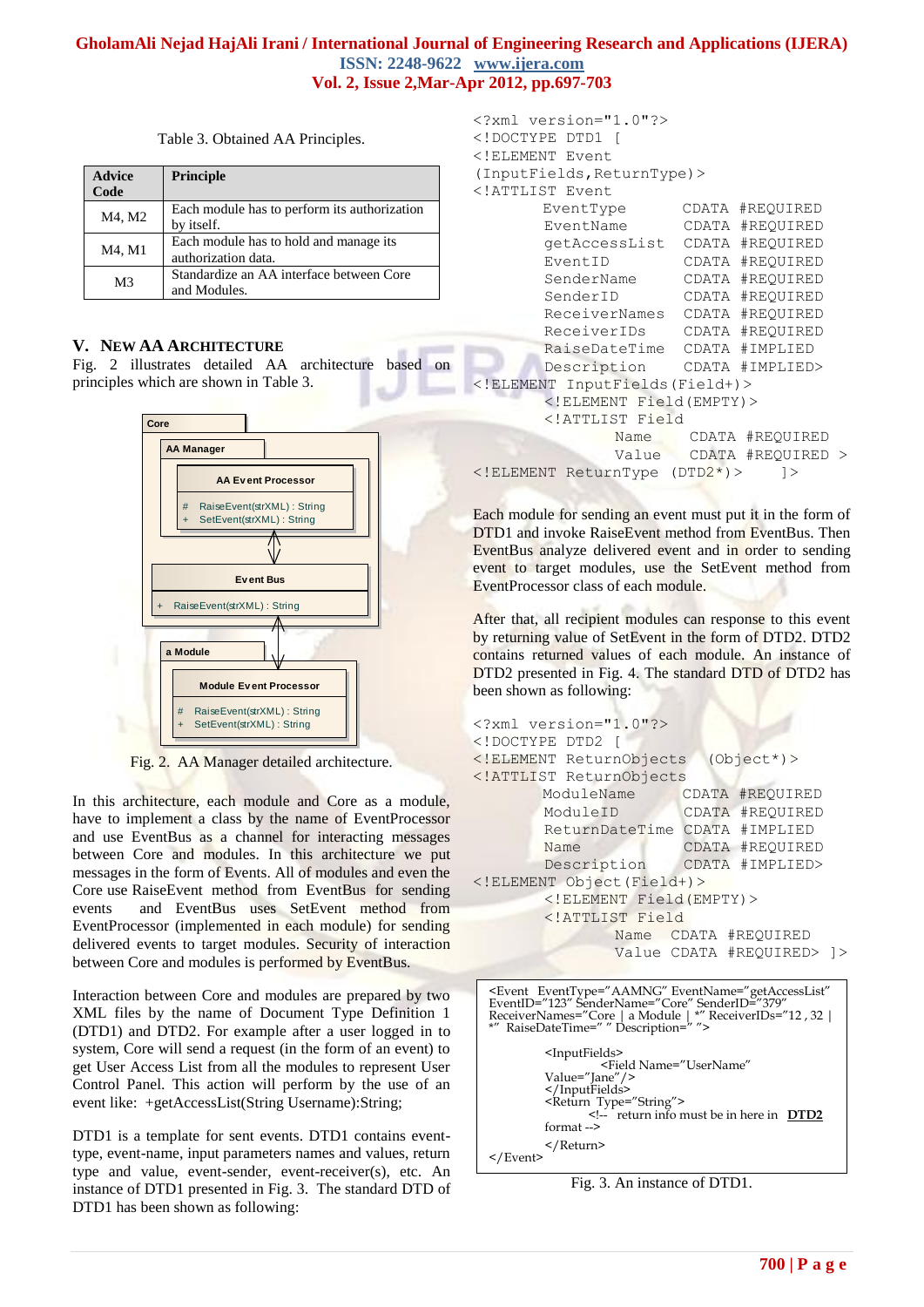Table 3. Obtained AA Principles.

| Advice Code | Principle |
|---|---|
| M4, M2 | Each module has to perform its authorization by itself. |
| M4, M1 | Each module has to hold and manage its authorization data. |
| M3 | Standardize an AA interface between Core and Modules. |

## V. New AA Architecture

Fig. 2 illustrates detailed AA architecture based on principles which are shown in Table 3.

Fig. 2. AA Manager detailed architecture.

In this architecture, each module and Core as a module, have to implement a class by the name of EventProcessor and use EventBus as a channel for interacting messages between Core and modules. In this architecture we put messages in the form of Events. All of modules and even the Core use RaiseEvent method from EventBus for sending events and EventBus uses SetEvent method from EventProcessor (implemented in each module) for sending delivered events to target modules. Security of interaction between Core and modules is performed by EventBus.

Interaction between Core and modules are prepared by two XML files by the name of Document Type Definition 1 (DTD1) and DTD2. For example after a user logged in to system, Core will send a request (in the form of an event) to get User Access List from all the modules to represent User Control Panel. This action will perform by the use of an event like: +getAccessList(String Username):String;

DTD1 is a template for sent events. DTD1 contains event-type, event-name, input parameters names and values, return type and value, event-sender, event-receiver(s), etc. An instance of DTD1 presented in Fig. 3. The standard DTD of DTD1 has been shown as following:

```
<?xml version="1.0"?>
<!DOCTYPE DTD1 [
<!ELEMENT Event
(InputFields,ReturnType)>
<!ATTLIST Event
        EventType       CDATA #REQUIRED
        EventName       CDATA #REQUIRED
        getAccessList   CDATA #REQUIRED
        EventID         CDATA #REQUIRED
        SenderName      CDATA #REQUIRED
        SenderID        CDATA #REQUIRED
        ReceiverNames   CDATA #REQUIRED
        ReceiverIDs     CDATA #REQUIRED
        RaiseDateTime   CDATA #IMPLIED
        Description     CDATA #IMPLIED>
<!ELEMENT InputFields(Field+)>
        <!ELEMENT Field(EMPTY)>
        <!ATTLIST Field
                Name    CDATA #REQUIRED
                Value   CDATA #REQUIRED >
<!ELEMENT ReturnType (DTD2*)>     ]>
```

Each module for sending an event must put it in the form of DTD1 and invoke RaiseEvent method from EventBus. Then EventBus analyze delivered event and in order to sending event to target modules, use the SetEvent method from EventProcessor class of each module.

After that, all recipient modules can response to this event by returning value of SetEvent in the form of DTD2. DTD2 contains returned values of each module. An instance of DTD2 presented in Fig. 4. The standard DTD of DTD2 has been shown as following:

```
<?xml version="1.0"?>
<!DOCTYPE DTD2 [
<!ELEMENT ReturnObjects  (Object*)>
<!ATTLIST ReturnObjects
        ModuleName      CDATA #REQUIRED
        ModuleID        CDATA #REQUIRED
        ReturnDateTime  CDATA #IMPLIED
        Name            CDATA #REQUIRED
        Description     CDATA #IMPLIED>
<!ELEMENT Object(Field+)>
        <!ELEMENT Field(EMPTY)>
        <!ATTLIST Field
                Name  CDATA #REQUIRED
                Value CDATA #REQUIRED> ]>
```

```
<Event  EventType="AAMNG" EventName="getAccessList"
EventID="123" SenderName="Core" SenderID="379"
ReceiverNames="Core | a Module | *" ReceiverIDs="12 , 32 |
*"  RaiseDateTime=" " Description=" ">

        <InputFields>
                <Field Name="UserName"
        Value="Jane"/>
        </InputFields>
        <Return  Type="String">
                <!--  return info must be in here in  DTD2
        format -->
        </Return>
</Event>
```

Fig. 3. An instance of DTD1.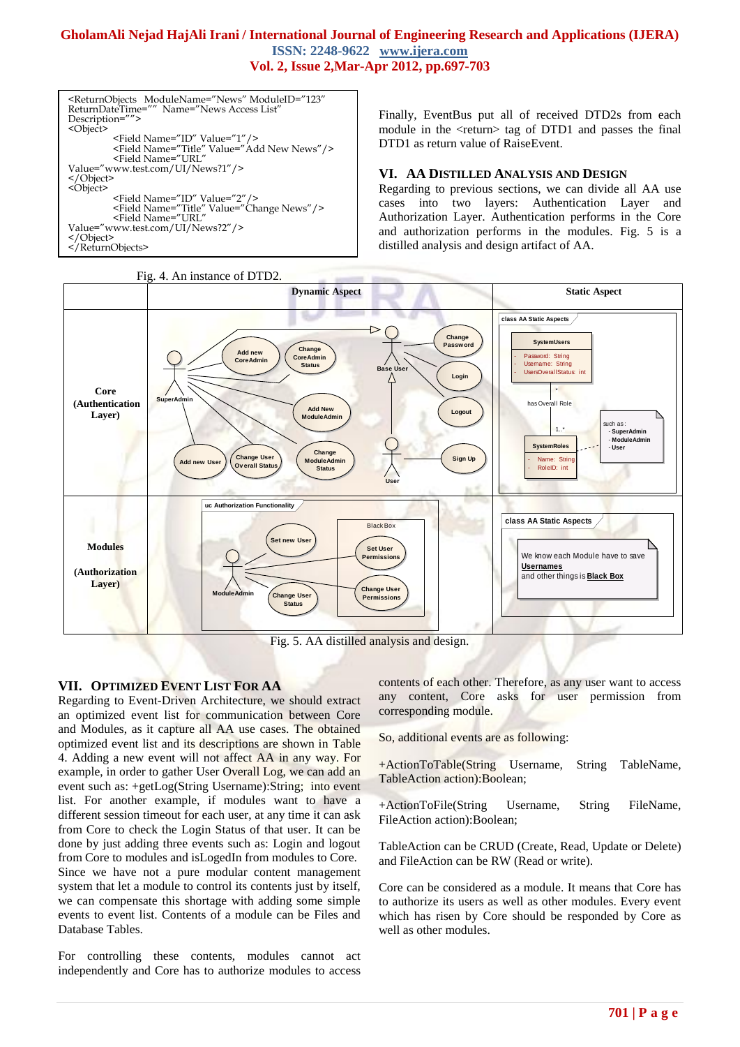```
<ReturnObjects  ModuleName="News" ModuleID="123"
ReturnDateTime=""  Name="News Access List"
Description="">
<Object>
        <Field Name="ID" Value="1"/>
        <Field Name="Title" Value="Add New News"/>
        <Field Name="URL"
Value="www.test.com/UI/News?1"/>
</Object>
<Object>
        <Field Name="ID" Value="2"/>
        <Field Name="Title" Value="Change News"/>
        <Field Name="URL"
Value="www.test.com/UI/News?2"/>
</Object>
</ReturnObjects>
```

Fig. 4. An instance of DTD2.

Finally, EventBus put all of received DTD2s from each module in the <return> tag of DTD1 and passes the final DTD1 as return value of RaiseEvent.

## VI. AA Distilled Analysis and Design

Regarding to previous sections, we can divide all AA use cases into two layers: Authentication Layer and Authorization Layer. Authentication performs in the Core and authorization performs in the modules. Fig. 5 is a distilled analysis and design artifact of AA.

Fig. 5. AA distilled analysis and design.

## VII. Optimized Event List For AA

Regarding to Event-Driven Architecture, we should extract an optimized event list for communication between Core and Modules, as it capture all AA use cases. The obtained optimized event list and its descriptions are shown in Table 4. Adding a new event will not affect AA in any way. For example, in order to gather User Overall Log, we can add an event such as: +getLog(String Username):String; into event list. For another example, if modules want to have a different session timeout for each user, at any time it can ask from Core to check the Login Status of that user. It can be done by just adding three events such as: Login and logout from Core to modules and isLogedIn from modules to Core. Since we have not a pure modular content management system that let a module to control its contents just by itself, we can compensate this shortage with adding some simple events to event list. Contents of a module can be Files and Database Tables.

For controlling these contents, modules cannot act independently and Core has to authorize modules to access contents of each other. Therefore, as any user want to access any content, Core asks for user permission from corresponding module.

So, additional events are as following:

+ActionToTable(String Username, String TableName, TableAction action):Boolean;

+ActionToFile(String Username, String FileName, FileAction action):Boolean;

TableAction can be CRUD (Create, Read, Update or Delete) and FileAction can be RW (Read or write).

Core can be considered as a module. It means that Core has to authorize its users as well as other modules. Every event which has risen by Core should be responded by Core as well as other modules.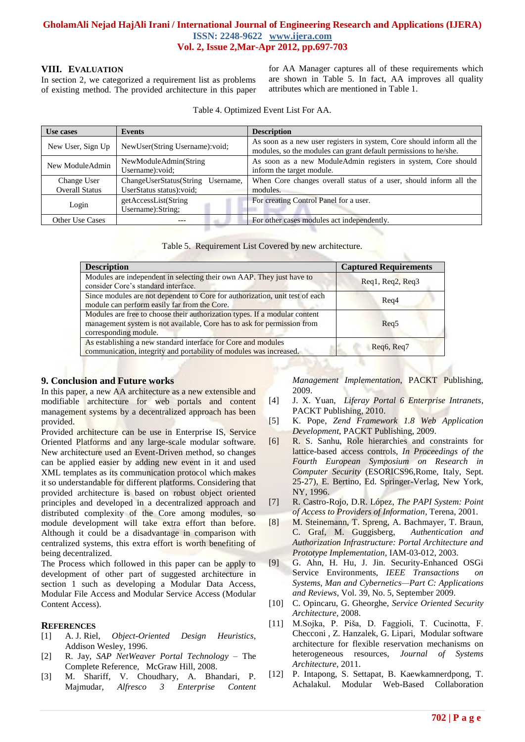## VIII. EVALUATION

In section 2, we categorized a requirement list as problems of existing method. The provided architecture in this paper for AA Manager captures all of these requirements which are shown in Table 5. In fact, AA improves all quality attributes which are mentioned in Table 1.

Table 4. Optimized Event List For AA.

| Use cases | Events | Description |
|---|---|---|
| New User, Sign Up | NewUser(String Username):void; | As soon as a new user registers in system, Core should inform all the modules, so the modules can grant default permissions to he/she. |
| New ModuleAdmin | NewModuleAdmin(String Username):void; | As soon as a new ModuleAdmin registers in system, Core should inform the target module. |
| Change User Overall Status | ChangeUserStatus(String Username, UserStatus status):void; | When Core changes overall status of a user, should inform all the modules. |
| Login | getAccessList(String Username):String; | For creating Control Panel for a user. |
| Other Use Cases | --- | For other cases modules act independently. |

Table 5. Requirement List Covered by new architecture.

| Description | Captured Requirements |
|---|---|
| Modules are independent in selecting their own AAP. They just have to consider Core's standard interface. | Req1, Req2, Req3 |
| Since modules are not dependent to Core for authorization, unit test of each module can perform easily far from the Core. | Req4 |
| Modules are free to choose their authorization types. If a modular content management system is not available, Core has to ask for permission from corresponding module. | Req5 |
| As establishing a new standard interface for Core and modules communication, integrity and portability of modules was increased. | Req6, Req7 |

## 9. Conclusion and Future works

In this paper, a new AA architecture as a new extensible and modifiable architecture for web portals and content management systems by a decentralized approach has been provided.

Provided architecture can be use in Enterprise IS, Service Oriented Platforms and any large-scale modular software. New architecture used an Event-Driven method, so changes can be applied easier by adding new event in it and used XML templates as its communication protocol which makes it so understandable for different platforms. Considering that provided architecture is based on robust object oriented principles and developed in a decentralized approach and distributed complexity of the Core among modules, so module development will take extra effort than before. Although it could be a disadvantage in comparison with centralized systems, this extra effort is worth benefiting of being decentralized.

The Process which followed in this paper can be apply to development of other part of suggested architecture in section 1 such as developing a Modular Data Access, Modular File Access and Modular Service Access (Modular Content Access).

## REFERENCES

[1] A. J. Riel, *Object-Oriented Design Heuristics*, Addison Wesley, 1996.

[2] R. Jay, *SAP NetWeaver Portal Technology* – The Complete Reference, McGraw Hill, 2008.

[3] M. Shariff, V. Choudhary, A. Bhandari, P. Majmudar, *Alfresco 3 Enterprise Content Management Implementation*, PACKT Publishing, 2009.

[4] J. X. Yuan, *Liferay Portal 6 Enterprise Intranets*, PACKT Publishing, 2010.

[5] K. Pope, *Zend Framework 1.8 Web Application Development*, PACKT Publishing, 2009.

[6] R. S. Sanhu, Role hierarchies and constraints for lattice-based access controls, *In Proceedings of the Fourth European Symposium on Research in Computer Security* (ESORICS96,Rome, Italy, Sept. 25-27), E. Bertino, Ed. Springer-Verlag, New York, NY, 1996.

[7] R. Castro-Rojo, D.R. López, *The PAPI System: Point of Access to Providers of Information*, Terena, 2001.

[8] M. Steinemann, T. Spreng, A. Bachmayer, T. Braun, C. Graf, M. Guggisberg, *Authentication and Authorization Infrastructure: Portal Architecture and Prototype Implementation*, IAM-03-012, 2003.

[9] G. Ahn, H. Hu, J. Jin. Security-Enhanced OSGi Service Environments, *IEEE Transactions on Systems, Man and Cybernetics—Part C: Applications and Reviews*, Vol. 39, No. 5, September 2009.

[10] C. Opincaru, G. Gheorghe, *Service Oriented Security Architecture*, 2008.

[11] M.Sojka, P. Piša, D. Faggioli, T. Cucinotta, F. Checconi , Z. Hanzalek, G. Lipari, Modular software architecture for flexible reservation mechanisms on heterogeneous resources, *Journal of Systems Architecture*, 2011.

[12] P. Intapong, S. Settapat, B. Kaewkamnerdpong, T. Achalakul. Modular Web-Based Collaboration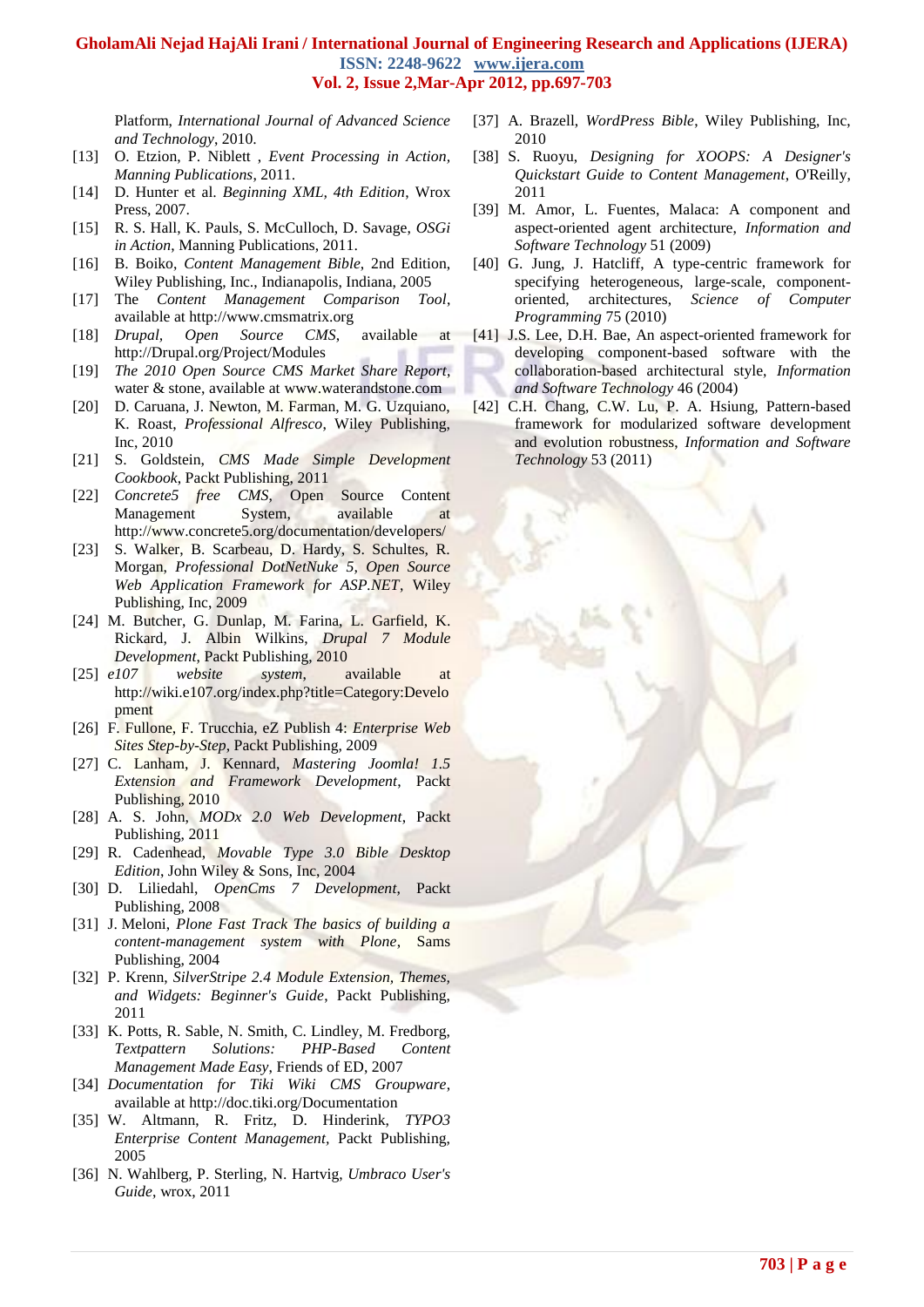Platform, *International Journal of Advanced Science and Technology*, 2010.

[13] O. Etzion, P. Niblett , *Event Processing in Action*, *Manning Publications*, 2011.

[14] D. Hunter et al. *Beginning XML, 4th Edition*, Wrox Press, 2007.

[15] R. S. Hall, K. Pauls, S. McCulloch, D. Savage, *OSGi in Action*, Manning Publications, 2011.

[16] B. Boiko, *Content Management Bible*, 2nd Edition, Wiley Publishing, Inc., Indianapolis, Indiana, 2005

[17] The *Content Management Comparison Tool*, available at http://www.cmsmatrix.org

[18] *Drupal, Open Source CMS*, available at http://Drupal.org/Project/Modules

[19] *The 2010 Open Source CMS Market Share Report*, water & stone, available at www.waterandstone.com

[20] D. Caruana, J. Newton, M. Farman, M. G. Uzquiano, K. Roast, *Professional Alfresco*, Wiley Publishing, Inc, 2010

[21] S. Goldstein, *CMS Made Simple Development Cookbook*, Packt Publishing, 2011

[22] *Concrete5 free CMS*, Open Source Content Management System, available at http://www.concrete5.org/documentation/developers/

[23] S. Walker, B. Scarbeau, D. Hardy, S. Schultes, R. Morgan, *Professional DotNetNuke 5, Open Source Web Application Framework for ASP.NET*, Wiley Publishing, Inc, 2009

[24] M. Butcher, G. Dunlap, M. Farina, L. Garfield, K. Rickard, J. Albin Wilkins, *Drupal 7 Module Development*, Packt Publishing, 2010

[25] *e107 website system*, available at http://wiki.e107.org/index.php?title=Category:Development

[26] F. Fullone, F. Trucchia, eZ Publish 4: *Enterprise Web Sites Step-by-Step*, Packt Publishing, 2009

[27] C. Lanham, J. Kennard, *Mastering Joomla! 1.5 Extension and Framework Development*, Packt Publishing, 2010

[28] A. S. John, *MODx 2.0 Web Development*, Packt Publishing, 2011

[29] R. Cadenhead, *Movable Type 3.0 Bible Desktop Edition*, John Wiley & Sons, Inc, 2004

[30] D. Liliedahl, *OpenCms 7 Development*, Packt Publishing, 2008

[31] J. Meloni, *Plone Fast Track The basics of building a content-management system with Plone*, Sams Publishing, 2004

[32] P. Krenn, *SilverStripe 2.4 Module Extension, Themes, and Widgets: Beginner's Guide*, Packt Publishing, 2011

[33] K. Potts, R. Sable, N. Smith, C. Lindley, M. Fredborg, *Textpattern Solutions: PHP-Based Content Management Made Easy*, Friends of ED, 2007

[34] *Documentation for Tiki Wiki CMS Groupware*, available at http://doc.tiki.org/Documentation

[35] W. Altmann, R. Fritz, D. Hinderink, *TYPO3 Enterprise Content Management*, Packt Publishing, 2005

[36] N. Wahlberg, P. Sterling, N. Hartvig, *Umbraco User's Guide*, wrox, 2011

[37] A. Brazell, *WordPress Bible*, Wiley Publishing, Inc, 2010

[38] S. Ruoyu, *Designing for XOOPS: A Designer's Quickstart Guide to Content Management*, O'Reilly, 2011

[39] M. Amor, L. Fuentes, Malaca: A component and aspect-oriented agent architecture, *Information and Software Technology* 51 (2009)

[40] G. Jung, J. Hatcliff, A type-centric framework for specifying heterogeneous, large-scale, component-oriented, architectures, *Science of Computer Programming* 75 (2010)

[41] J.S. Lee, D.H. Bae, An aspect-oriented framework for developing component-based software with the collaboration-based architectural style, *Information and Software Technology* 46 (2004)

[42] C.H. Chang, C.W. Lu, P. A. Hsiung, Pattern-based framework for modularized software development and evolution robustness, *Information and Software Technology* 53 (2011)